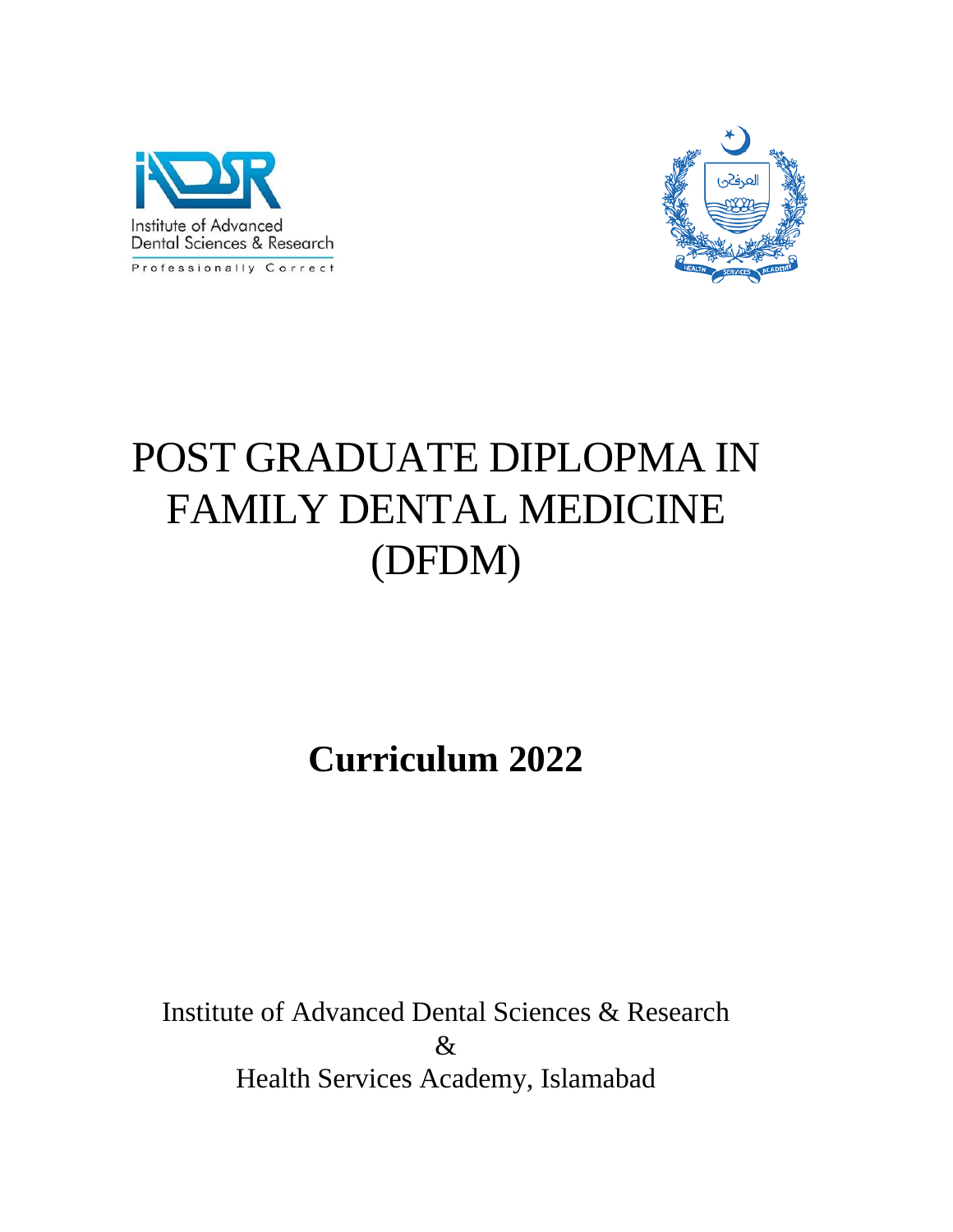Institute of Advanced Dental Sciences & Research

Professionally Correct

# POST GRADUATE DIPLOPMA IN FAMILY DENTAL MEDICINE (DFDM)

## Curriculum 2022

Institute of Advanced Dental Sciences & Research
&
Health Services Academy, Islamabad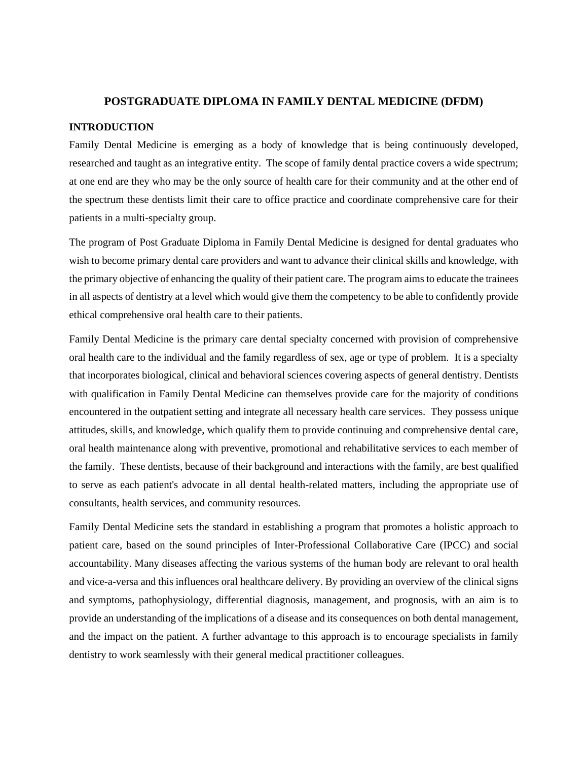# POSTGRADUATE DIPLOMA IN FAMILY DENTAL MEDICINE (DFDM)

## INTRODUCTION

Family Dental Medicine is emerging as a body of knowledge that is being continuously developed, researched and taught as an integrative entity. The scope of family dental practice covers a wide spectrum; at one end are they who may be the only source of health care for their community and at the other end of the spectrum these dentists limit their care to office practice and coordinate comprehensive care for their patients in a multi-specialty group.

The program of Post Graduate Diploma in Family Dental Medicine is designed for dental graduates who wish to become primary dental care providers and want to advance their clinical skills and knowledge, with the primary objective of enhancing the quality of their patient care. The program aims to educate the trainees in all aspects of dentistry at a level which would give them the competency to be able to confidently provide ethical comprehensive oral health care to their patients.

Family Dental Medicine is the primary care dental specialty concerned with provision of comprehensive oral health care to the individual and the family regardless of sex, age or type of problem. It is a specialty that incorporates biological, clinical and behavioral sciences covering aspects of general dentistry. Dentists with qualification in Family Dental Medicine can themselves provide care for the majority of conditions encountered in the outpatient setting and integrate all necessary health care services. They possess unique attitudes, skills, and knowledge, which qualify them to provide continuing and comprehensive dental care, oral health maintenance along with preventive, promotional and rehabilitative services to each member of the family. These dentists, because of their background and interactions with the family, are best qualified to serve as each patient's advocate in all dental health-related matters, including the appropriate use of consultants, health services, and community resources.

Family Dental Medicine sets the standard in establishing a program that promotes a holistic approach to patient care, based on the sound principles of Inter-Professional Collaborative Care (IPCC) and social accountability. Many diseases affecting the various systems of the human body are relevant to oral health and vice-a-versa and this influences oral healthcare delivery. By providing an overview of the clinical signs and symptoms, pathophysiology, differential diagnosis, management, and prognosis, with an aim is to provide an understanding of the implications of a disease and its consequences on both dental management, and the impact on the patient. A further advantage to this approach is to encourage specialists in family dentistry to work seamlessly with their general medical practitioner colleagues.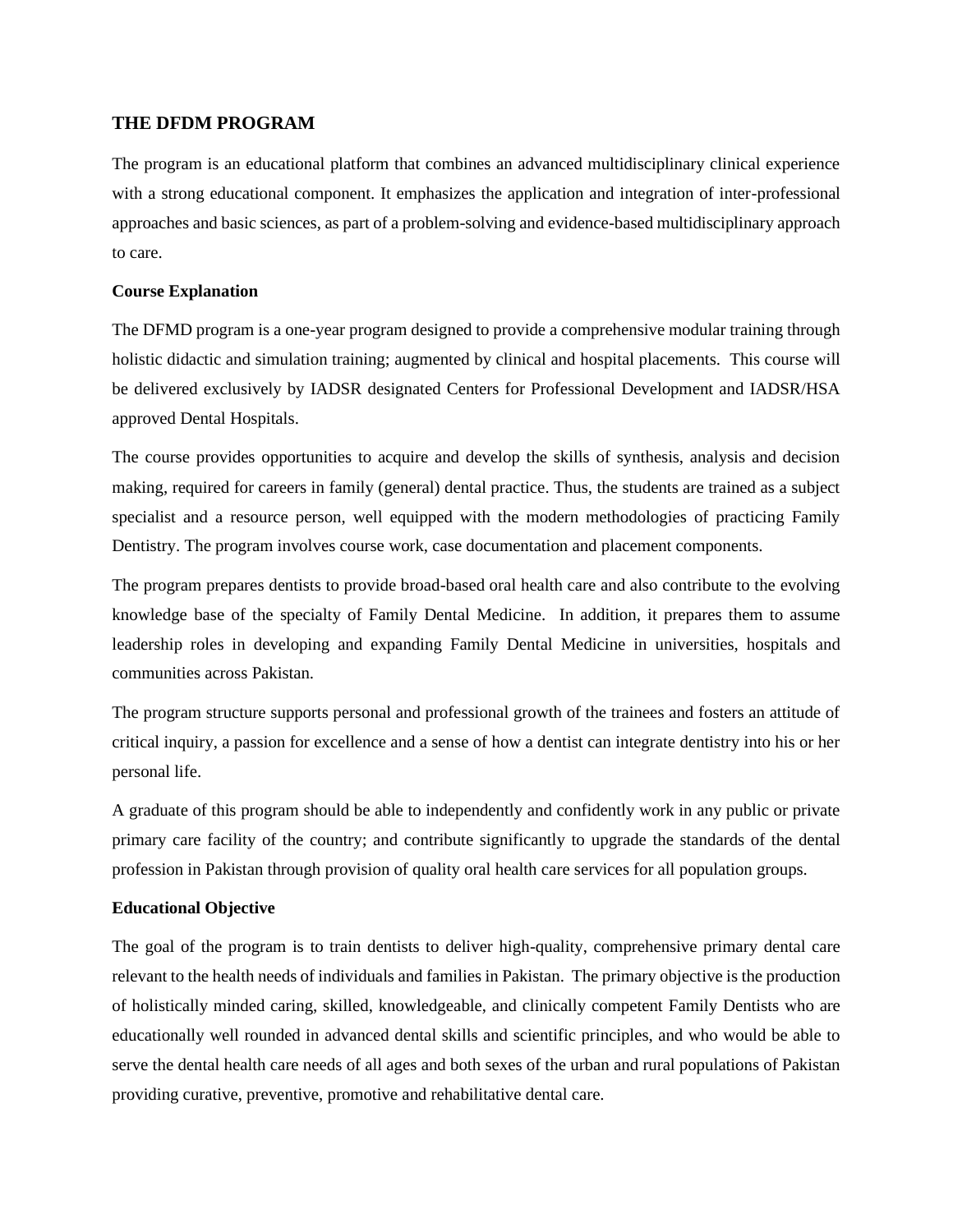## THE DFDM PROGRAM

The program is an educational platform that combines an advanced multidisciplinary clinical experience with a strong educational component. It emphasizes the application and integration of inter-professional approaches and basic sciences, as part of a problem-solving and evidence-based multidisciplinary approach to care.

### Course Explanation

The DFMD program is a one-year program designed to provide a comprehensive modular training through holistic didactic and simulation training; augmented by clinical and hospital placements. This course will be delivered exclusively by IADSR designated Centers for Professional Development and IADSR/HSA approved Dental Hospitals.

The course provides opportunities to acquire and develop the skills of synthesis, analysis and decision making, required for careers in family (general) dental practice. Thus, the students are trained as a subject specialist and a resource person, well equipped with the modern methodologies of practicing Family Dentistry. The program involves course work, case documentation and placement components.

The program prepares dentists to provide broad-based oral health care and also contribute to the evolving knowledge base of the specialty of Family Dental Medicine. In addition, it prepares them to assume leadership roles in developing and expanding Family Dental Medicine in universities, hospitals and communities across Pakistan.

The program structure supports personal and professional growth of the trainees and fosters an attitude of critical inquiry, a passion for excellence and a sense of how a dentist can integrate dentistry into his or her personal life.

A graduate of this program should be able to independently and confidently work in any public or private primary care facility of the country; and contribute significantly to upgrade the standards of the dental profession in Pakistan through provision of quality oral health care services for all population groups.

### Educational Objective

The goal of the program is to train dentists to deliver high-quality, comprehensive primary dental care relevant to the health needs of individuals and families in Pakistan. The primary objective is the production of holistically minded caring, skilled, knowledgeable, and clinically competent Family Dentists who are educationally well rounded in advanced dental skills and scientific principles, and who would be able to serve the dental health care needs of all ages and both sexes of the urban and rural populations of Pakistan providing curative, preventive, promotive and rehabilitative dental care.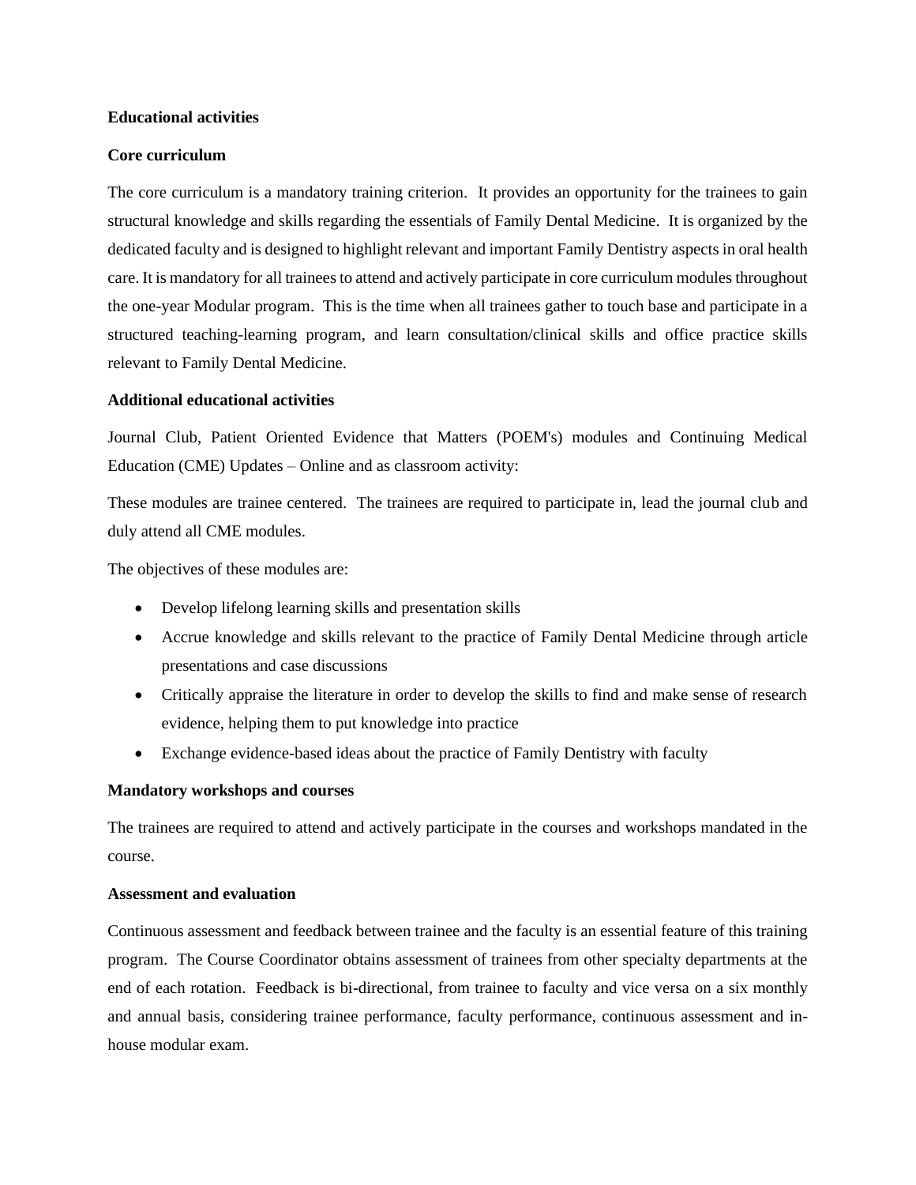**Educational activities**

**Core curriculum**

The core curriculum is a mandatory training criterion. It provides an opportunity for the trainees to gain structural knowledge and skills regarding the essentials of Family Dental Medicine. It is organized by the dedicated faculty and is designed to highlight relevant and important Family Dentistry aspects in oral health care. It is mandatory for all trainees to attend and actively participate in core curriculum modules throughout the one-year Modular program. This is the time when all trainees gather to touch base and participate in a structured teaching-learning program, and learn consultation/clinical skills and office practice skills relevant to Family Dental Medicine.

**Additional educational activities**

Journal Club, Patient Oriented Evidence that Matters (POEM's) modules and Continuing Medical Education (CME) Updates – Online and as classroom activity:

These modules are trainee centered. The trainees are required to participate in, lead the journal club and duly attend all CME modules.

The objectives of these modules are:

- Develop lifelong learning skills and presentation skills
- Accrue knowledge and skills relevant to the practice of Family Dental Medicine through article presentations and case discussions
- Critically appraise the literature in order to develop the skills to find and make sense of research evidence, helping them to put knowledge into practice
- Exchange evidence-based ideas about the practice of Family Dentistry with faculty

**Mandatory workshops and courses**

The trainees are required to attend and actively participate in the courses and workshops mandated in the course.

**Assessment and evaluation**

Continuous assessment and feedback between trainee and the faculty is an essential feature of this training program. The Course Coordinator obtains assessment of trainees from other specialty departments at the end of each rotation. Feedback is bi-directional, from trainee to faculty and vice versa on a six monthly and annual basis, considering trainee performance, faculty performance, continuous assessment and in-house modular exam.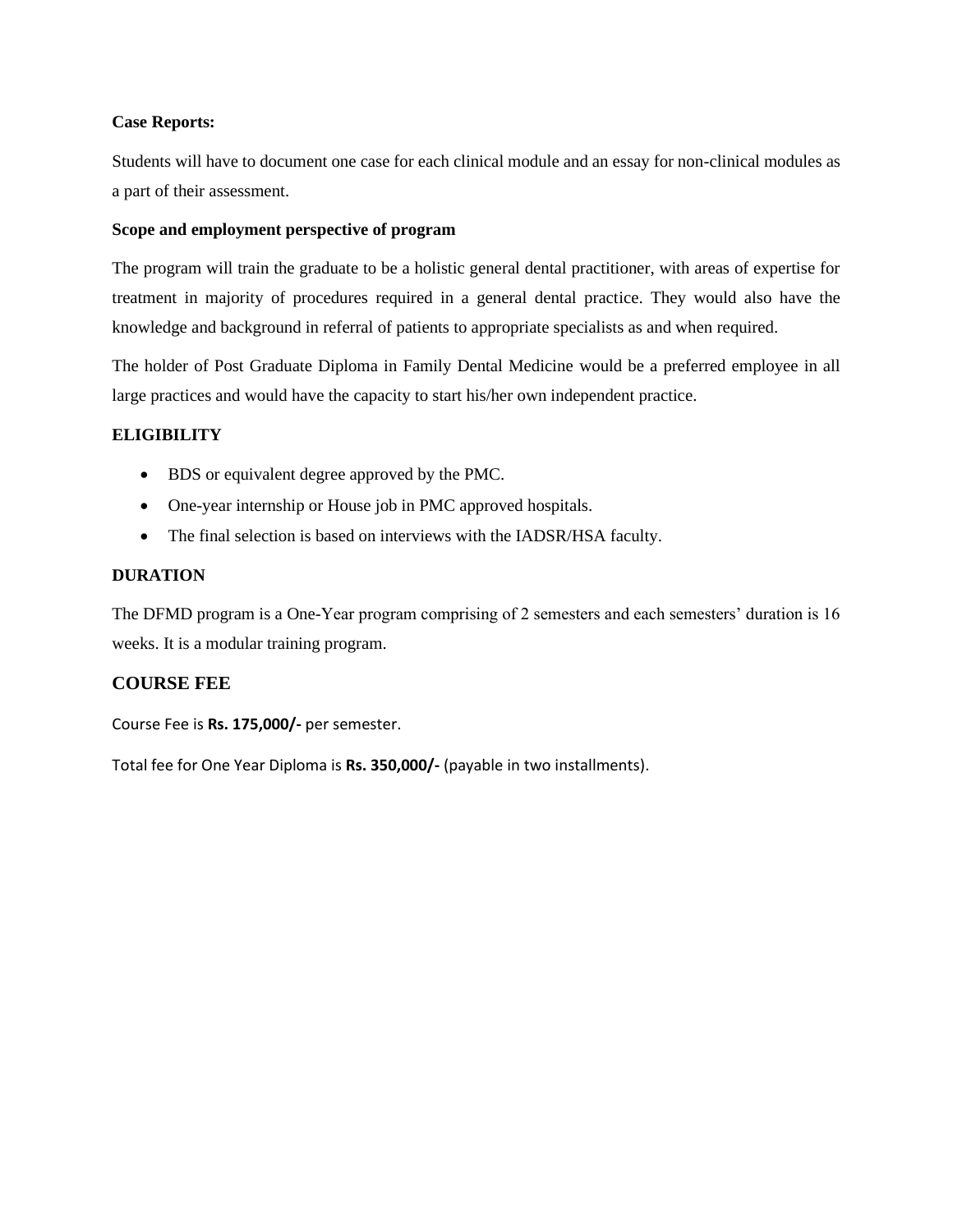**Case Reports:**

Students will have to document one case for each clinical module and an essay for non-clinical modules as a part of their assessment.

**Scope and employment perspective of program**

The program will train the graduate to be a holistic general dental practitioner, with areas of expertise for treatment in majority of procedures required in a general dental practice. They would also have the knowledge and background in referral of patients to appropriate specialists as and when required.

The holder of Post Graduate Diploma in Family Dental Medicine would be a preferred employee in all large practices and would have the capacity to start his/her own independent practice.

## ELIGIBILITY

- BDS or equivalent degree approved by the PMC.
- One-year internship or House job in PMC approved hospitals.
- The final selection is based on interviews with the IADSR/HSA faculty.

## DURATION

The DFMD program is a One-Year program comprising of 2 semesters and each semesters' duration is 16 weeks. It is a modular training program.

## COURSE FEE

Course Fee is **Rs. 175,000/-** per semester.

Total fee for One Year Diploma is **Rs. 350,000/-** (payable in two installments).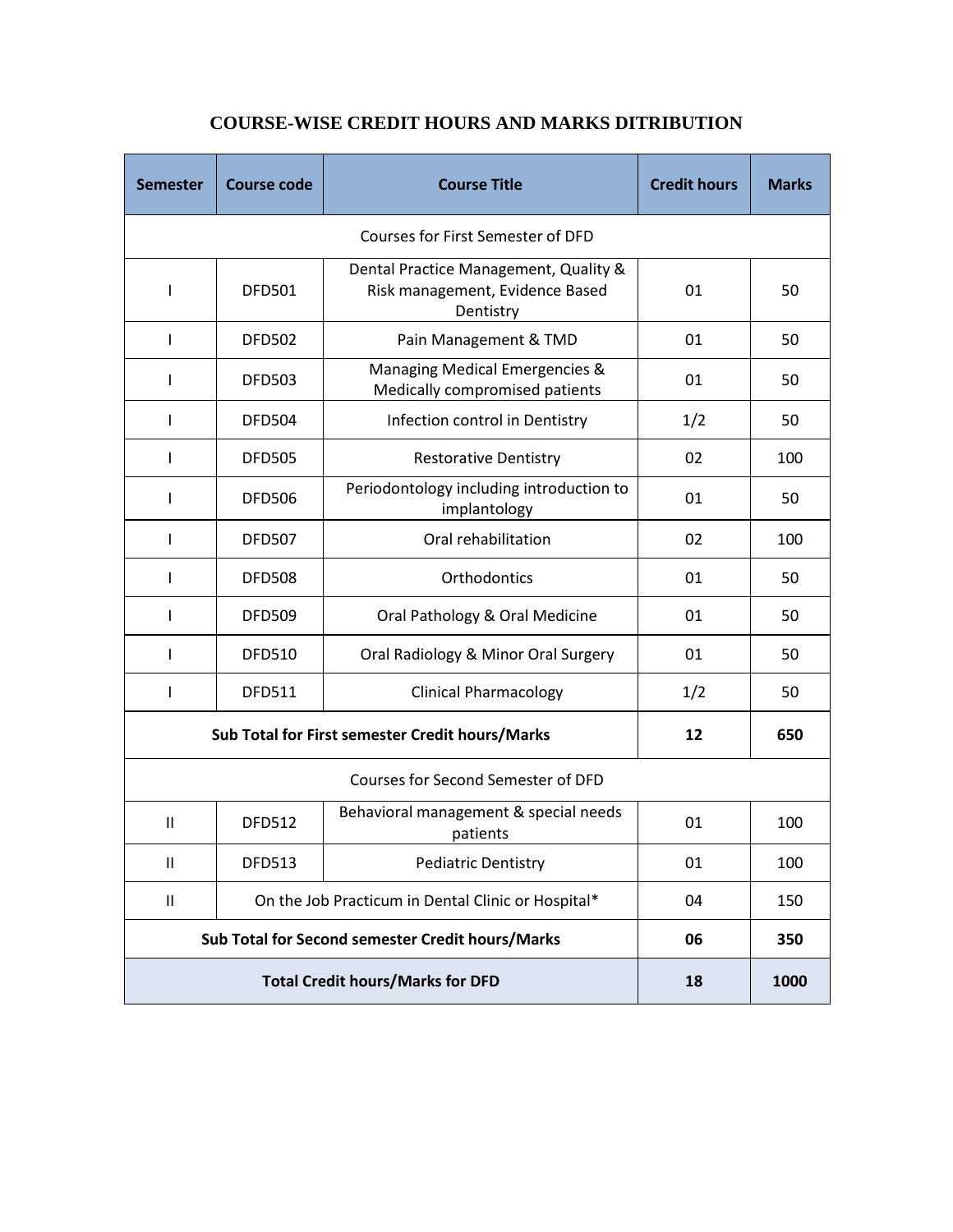## COURSE-WISE CREDIT HOURS AND MARKS DITRIBUTION

| Semester | Course code | Course Title | Credit hours | Marks |
|---|---|---|---|---|
| Courses for First Semester of DFD | | | | |
| I | DFD501 | Dental Practice Management, Quality & Risk management, Evidence Based Dentistry | 01 | 50 |
| I | DFD502 | Pain Management & TMD | 01 | 50 |
| I | DFD503 | Managing Medical Emergencies & Medically compromised patients | 01 | 50 |
| I | DFD504 | Infection control in Dentistry | 1/2 | 50 |
| I | DFD505 | Restorative Dentistry | 02 | 100 |
| I | DFD506 | Periodontology including introduction to implantology | 01 | 50 |
| I | DFD507 | Oral rehabilitation | 02 | 100 |
| I | DFD508 | Orthodontics | 01 | 50 |
| I | DFD509 | Oral Pathology & Oral Medicine | 01 | 50 |
| I | DFD510 | Oral Radiology & Minor Oral Surgery | 01 | 50 |
| I | DFD511 | Clinical Pharmacology | 1/2 | 50 |
| **Sub Total for First semester Credit hours/Marks** | | | **12** | **650** |
| Courses for Second Semester of DFD | | | | |
| II | DFD512 | Behavioral management & special needs patients | 01 | 100 |
| II | DFD513 | Pediatric Dentistry | 01 | 100 |
| II | On the Job Practicum in Dental Clinic or Hospital* | | 04 | 150 |
| **Sub Total for Second semester Credit hours/Marks** | | | **06** | **350** |
| **Total Credit hours/Marks for DFD** | | | **18** | **1000** |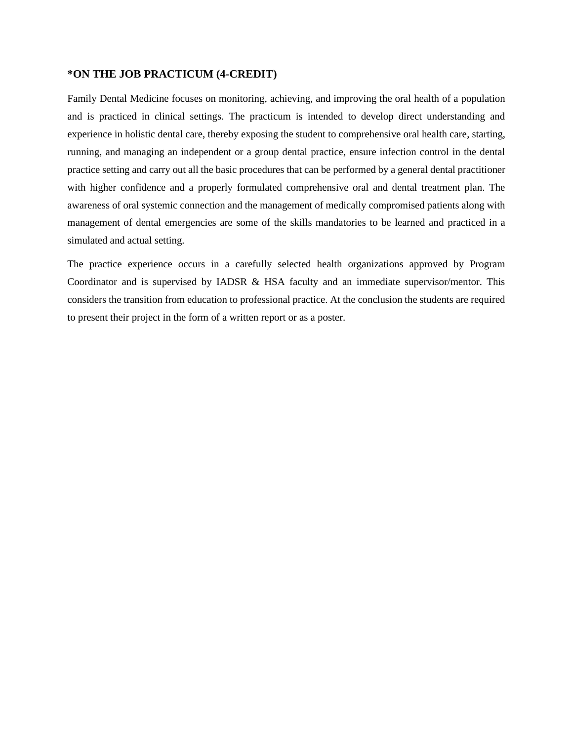### *ON THE JOB PRACTICUM (4-CREDIT)

Family Dental Medicine focuses on monitoring, achieving, and improving the oral health of a population and is practiced in clinical settings. The practicum is intended to develop direct understanding and experience in holistic dental care, thereby exposing the student to comprehensive oral health care, starting, running, and managing an independent or a group dental practice, ensure infection control in the dental practice setting and carry out all the basic procedures that can be performed by a general dental practitioner with higher confidence and a properly formulated comprehensive oral and dental treatment plan. The awareness of oral systemic connection and the management of medically compromised patients along with management of dental emergencies are some of the skills mandatories to be learned and practiced in a simulated and actual setting.

The practice experience occurs in a carefully selected health organizations approved by Program Coordinator and is supervised by IADSR & HSA faculty and an immediate supervisor/mentor. This considers the transition from education to professional practice. At the conclusion the students are required to present their project in the form of a written report or as a poster.